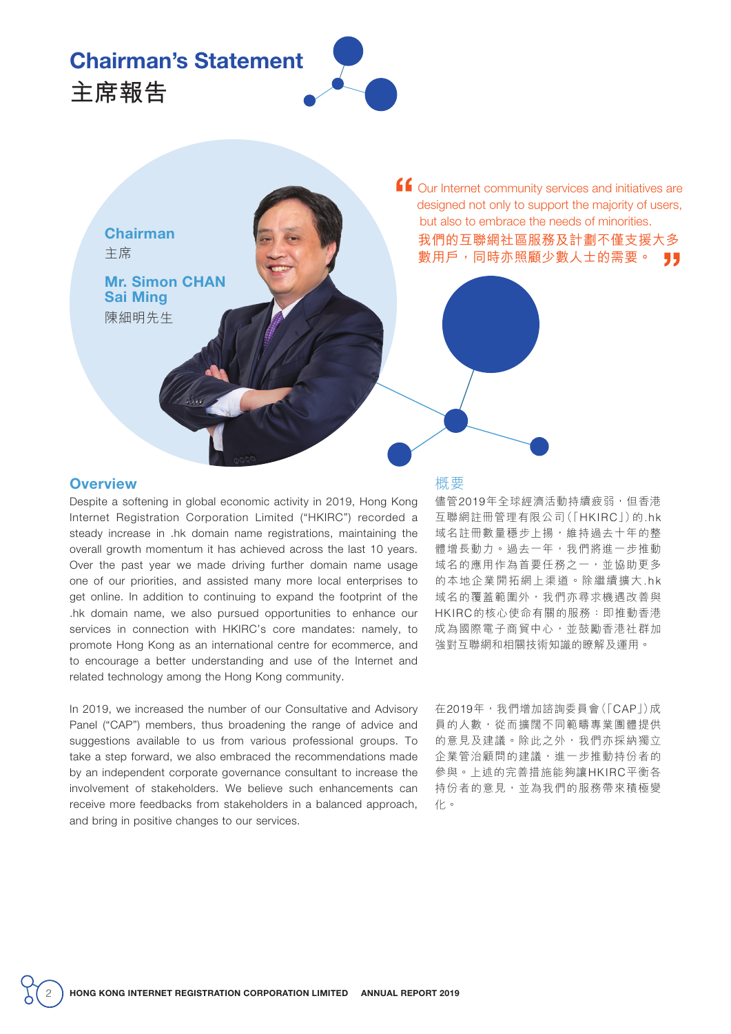# Chairman's Statement
# 主席報告

**Chairman**
主席

**Mr. Simon CHAN Sai Ming**
陳細明先生

> Our Internet community services and initiatives are designed not only to support the majority of users, but also to embrace the needs of minorities.
> 我們的互聯網社區服務及計劃不僅支援大多數用戶，同時亦照顧少數人士的需要。

## Overview

Despite a softening in global economic activity in 2019, Hong Kong Internet Registration Corporation Limited ("HKIRC") recorded a steady increase in .hk domain name registrations, maintaining the overall growth momentum it has achieved across the last 10 years. Over the past year we made driving further domain name usage one of our priorities, and assisted many more local enterprises to get online. In addition to continuing to expand the footprint of the .hk domain name, we also pursued opportunities to enhance our services in connection with HKIRC's core mandates: namely, to promote Hong Kong as an international centre for ecommerce, and to encourage a better understanding and use of the Internet and related technology among the Hong Kong community.

In 2019, we increased the number of our Consultative and Advisory Panel ("CAP") members, thus broadening the range of advice and suggestions available to us from various professional groups. To take a step forward, we also embraced the recommendations made by an independent corporate governance consultant to increase the involvement of stakeholders. We believe such enhancements can receive more feedbacks from stakeholders in a balanced approach, and bring in positive changes to our services.

## 概要

儘管2019年全球經濟活動持續疲弱，但香港互聯網註冊管理有限公司(「HKIRC」)的.hk域名註冊數量穩步上揚，維持過去十年的整體增長動力。過去一年，我們將進一步推動域名的應用作為首要任務之一，並協助更多的本地企業開拓網上渠道。除繼續擴大.hk域名的覆蓋範圍外，我們亦尋求機遇改善與HKIRC的核心使命有關的服務：即推動香港成為國際電子商貿中心，並鼓勵香港社群加強對互聯網和相關技術知識的瞭解及運用。

在2019年，我們增加諮詢委員會(「CAP」)成員的人數，從而擴闊不同範疇專業團體提供的意見及建議。除此之外，我們亦採納獨立企業管治顧問的建議，進一步推動持份者的參與。上述的完善措施能夠讓HKIRC平衡各持份者的意見，並為我們的服務帶來積極變化。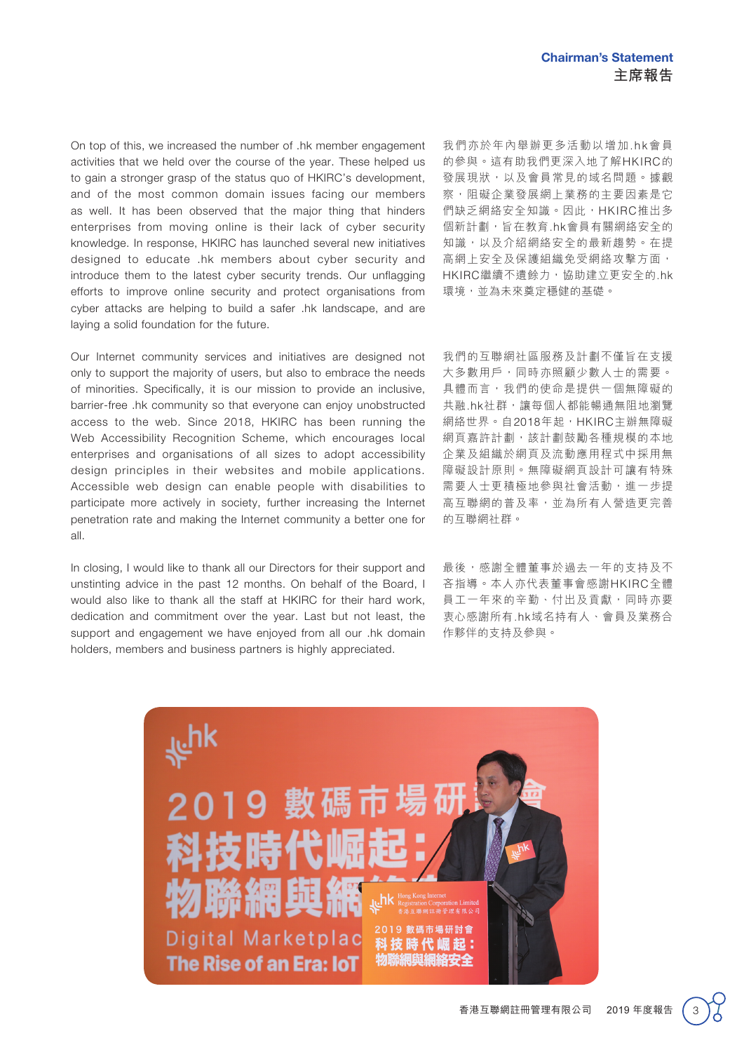On top of this, we increased the number of .hk member engagement activities that we held over the course of the year. These helped us to gain a stronger grasp of the status quo of HKIRC's development, and of the most common domain issues facing our members as well. It has been observed that the major thing that hinders enterprises from moving online is their lack of cyber security knowledge. In response, HKIRC has launched several new initiatives designed to educate .hk members about cyber security and introduce them to the latest cyber security trends. Our unflagging efforts to improve online security and protect organisations from cyber attacks are helping to build a safer .hk landscape, and are laying a solid foundation for the future.

Our Internet community services and initiatives are designed not only to support the majority of users, but also to embrace the needs of minorities. Specifically, it is our mission to provide an inclusive, barrier-free .hk community so that everyone can enjoy unobstructed access to the web. Since 2018, HKIRC has been running the Web Accessibility Recognition Scheme, which encourages local enterprises and organisations of all sizes to adopt accessibility design principles in their websites and mobile applications. Accessible web design can enable people with disabilities to participate more actively in society, further increasing the Internet penetration rate and making the Internet community a better one for all.

In closing, I would like to thank all our Directors for their support and unstinting advice in the past 12 months. On behalf of the Board, I would also like to thank all the staff at HKIRC for their hard work, dedication and commitment over the year. Last but not least, the support and engagement we have enjoyed from all our .hk domain holders, members and business partners is highly appreciated.

我們亦於年內舉辦更多活動以增加.hk會員的參與。這有助我們更深入地了解HKIRC的發展現狀，以及會員常見的域名問題。據觀察，阻礙企業發展網上業務的主要因素是它們缺乏網絡安全知識。因此，HKIRC推出多個新計劃，旨在教育.hk會員有關網絡安全的知識，以及介紹網絡安全的最新趨勢。在提高網上安全及保護組織免受網絡攻擊方面，HKIRC繼續不遺餘力，協助建立更安全的.hk環境，並為未來奠定穩健的基礎。

我們的互聯網社區服務及計劃不僅旨在支援大多數用戶，同時亦照顧少數人士的需要。具體而言，我們的使命是提供一個無障礙的共融.hk社群，讓每個人都能暢通無阻地瀏覽網絡世界。自2018年起，HKIRC主辦無障礙網頁嘉許計劃，該計劃鼓勵各種規模的本地企業及組織於網頁及流動應用程式中採用無障礙設計原則。無障礙網頁設計可讓有特殊需要人士更積極地參與社會活動，進一步提高互聯網的普及率，並為所有人營造更完善的互聯網社群。

最後，感謝全體董事於過去一年的支持及不吝指導。本人亦代表董事會感謝HKIRC全體員工一年來的辛勤、付出及貢獻，同時亦要衷心感謝所有.hk域名持有人、會員及業務合作夥伴的支持及參與。